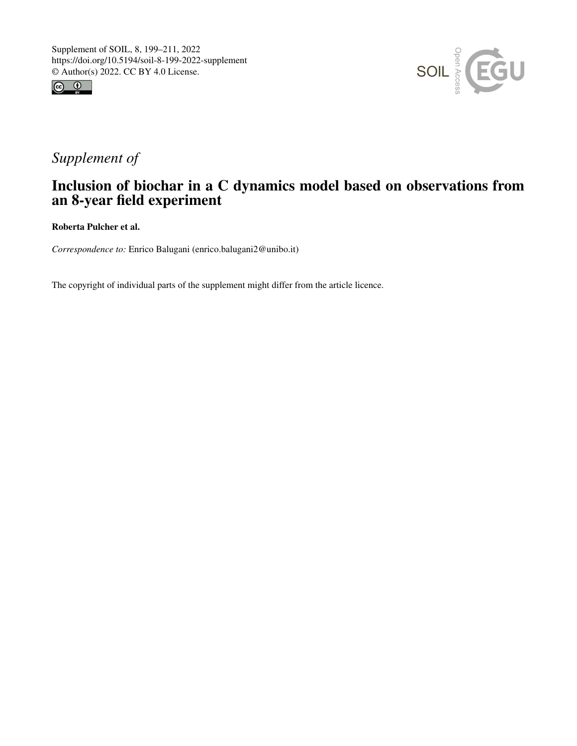Supplement of SOIL, 8, 199–211, 2022
https://doi.org/10.5194/soil-8-199-2022-supplement
© Author(s) 2022. CC BY 4.0 License.

*Supplement of*

# Inclusion of biochar in a C dynamics model based on observations from an 8-year field experiment

**Roberta Pulcher et al.**

*Correspondence to:* Enrico Balugani (enrico.balugani2@unibo.it)

The copyright of individual parts of the supplement might differ from the article licence.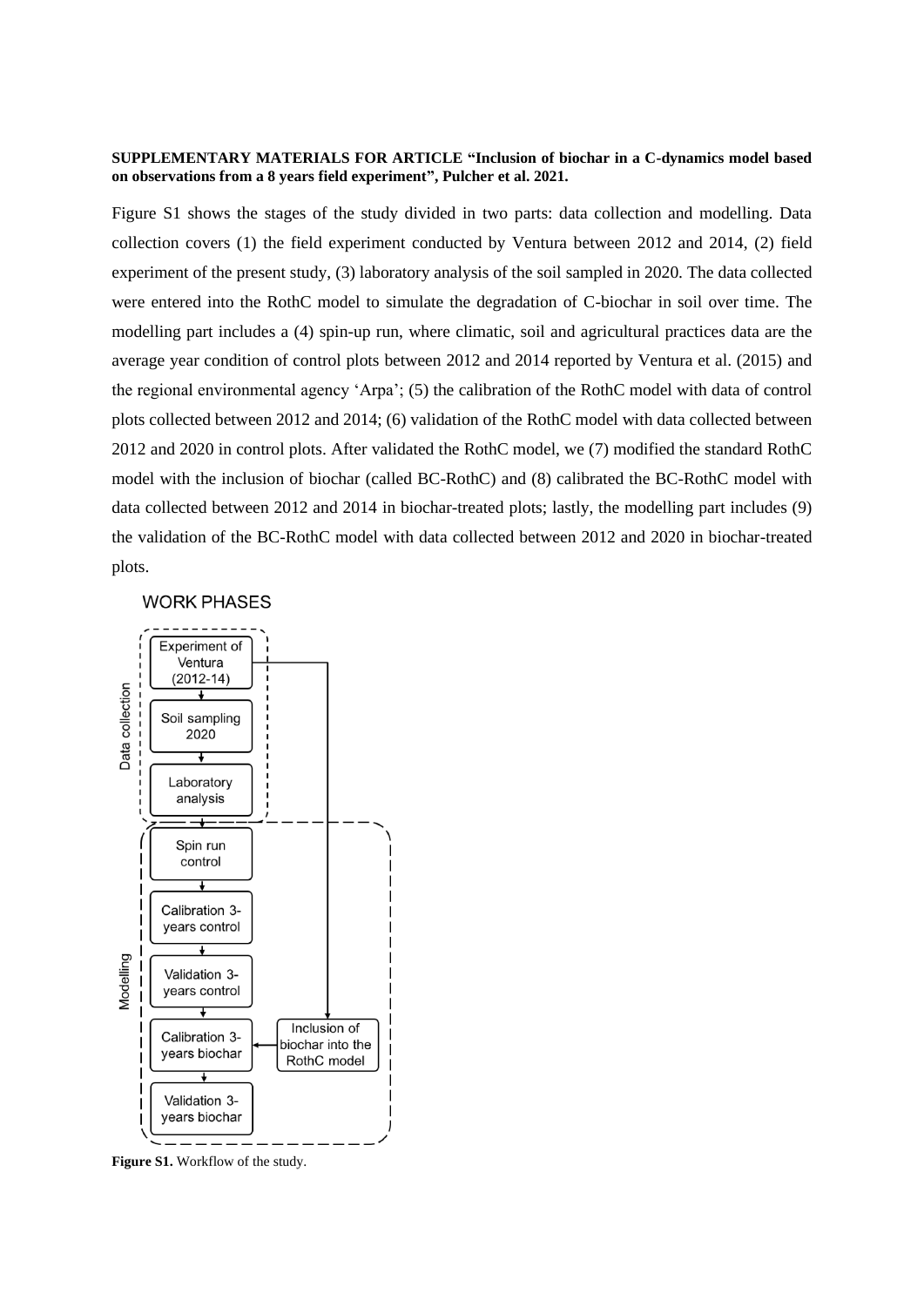**SUPPLEMENTARY MATERIALS FOR ARTICLE "Inclusion of biochar in a C-dynamics model based on observations from a 8 years field experiment", Pulcher et al. 2021.**

Figure S1 shows the stages of the study divided in two parts: data collection and modelling. Data collection covers (1) the field experiment conducted by Ventura between 2012 and 2014, (2) field experiment of the present study, (3) laboratory analysis of the soil sampled in 2020. The data collected were entered into the RothC model to simulate the degradation of C-biochar in soil over time. The modelling part includes a (4) spin-up run, where climatic, soil and agricultural practices data are the average year condition of control plots between 2012 and 2014 reported by Ventura et al. (2015) and the regional environmental agency 'Arpa'; (5) the calibration of the RothC model with data of control plots collected between 2012 and 2014; (6) validation of the RothC model with data collected between 2012 and 2020 in control plots. After validated the RothC model, we (7) modified the standard RothC model with the inclusion of biochar (called BC-RothC) and (8) calibrated the BC-RothC model with data collected between 2012 and 2014 in biochar-treated plots; lastly, the modelling part includes (9) the validation of the BC-RothC model with data collected between 2012 and 2020 in biochar-treated plots.

WORK PHASES

Data collection: Experiment of Ventura (2012-14) → Soil sampling 2020 → Laboratory analysis

Modelling: Spin run control → Calibration 3-years control → Validation 3-years control → Calibration 3-years biochar (← Inclusion of biochar into the RothC model) → Validation 3-years biochar

**Figure S1.** Workflow of the study.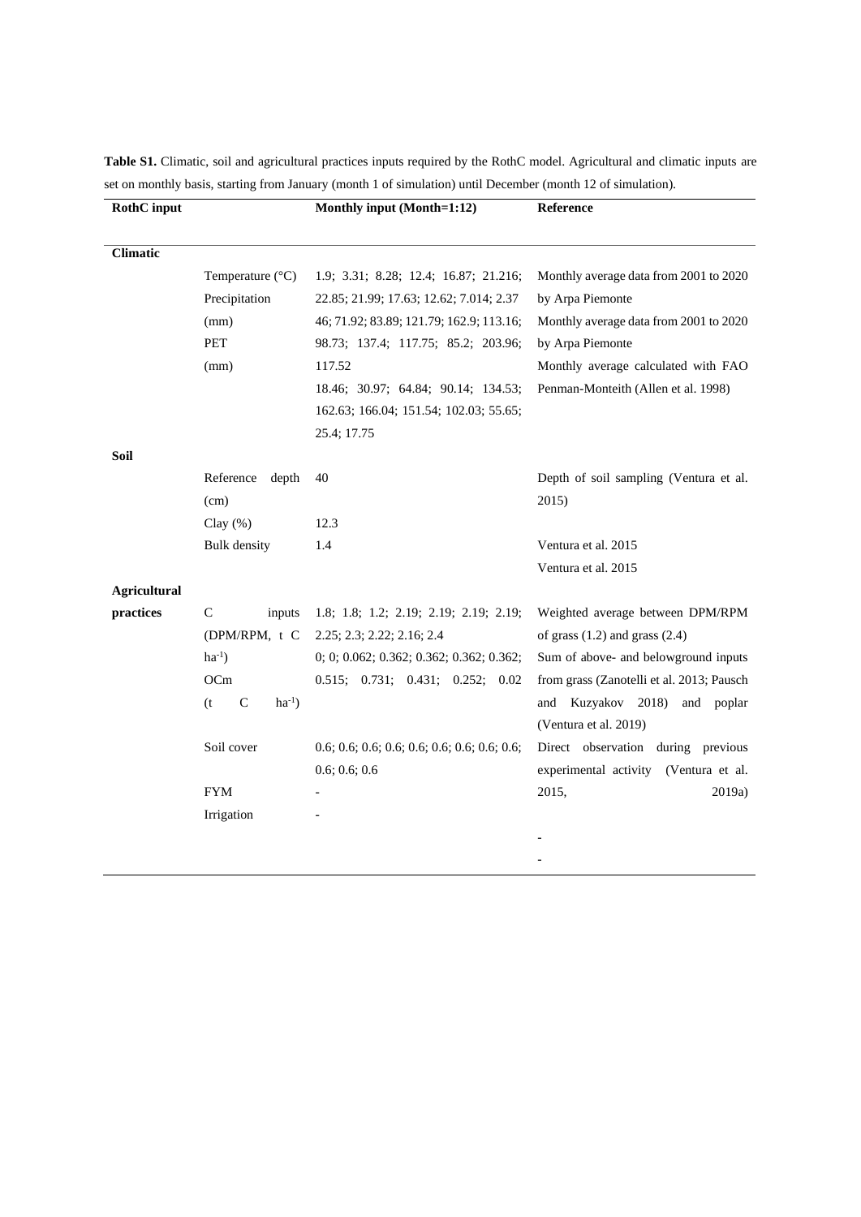**Table S1.** Climatic, soil and agricultural practices inputs required by the RothC model. Agricultural and climatic inputs are set on monthly basis, starting from January (month 1 of simulation) until December (month 12 of simulation).

| RothC input | | Monthly input (Month=1:12) | Reference |
|---|---|---|---|
| **Climatic** | | | |
| | Temperature (°C) | 1.9; 3.31; 8.28; 12.4; 16.87; 21.216; 22.85; 21.99; 17.63; 12.62; 7.014; 2.37 | Monthly average data from 2001 to 2020 by Arpa Piemonte |
| | Precipitation (mm) | 46; 71.92; 83.89; 121.79; 162.9; 113.16; 98.73; 137.4; 117.75; 85.2; 203.96; 117.52 | Monthly average data from 2001 to 2020 by Arpa Piemonte |
| | PET (mm) | 18.46; 30.97; 64.84; 90.14; 134.53; 162.63; 166.04; 151.54; 102.03; 55.65; 25.4; 17.75 | Monthly average calculated with FAO Penman-Monteith (Allen et al. 1998) |
| **Soil** | | | |
| | Reference depth (cm) | 40 | Depth of soil sampling (Ventura et al. 2015) |
| | Clay (%) | 12.3 | Ventura et al. 2015 |
| | Bulk density | 1.4 | Ventura et al. 2015 |
| **Agricultural practices** | | | |
| | C inputs (DPM/RPM, t C $ha^{-1}$) | 1.8; 1.8; 1.2; 2.19; 2.19; 2.19; 2.19; 2.25; 2.3; 2.22; 2.16; 2.4 | Weighted average between DPM/RPM of grass (1.2) and grass (2.4) |
| | OCm (t C $ha^{-1}$) | 0; 0; 0.062; 0.362; 0.362; 0.362; 0.515; 0.731; 0.431; 0.252; 0.02 | Sum of above- and belowground inputs from grass (Zanotelli et al. 2013; Pausch and Kuzyakov 2018) and poplar (Ventura et al. 2019) |
| | Soil cover | 0.6; 0.6; 0.6; 0.6; 0.6; 0.6; 0.6; 0.6; 0.6; 0.6 | Direct observation during previous experimental activity (Ventura et al. 2015, 2019a) |
| | FYM | - | - |
| | Irrigation | - | - |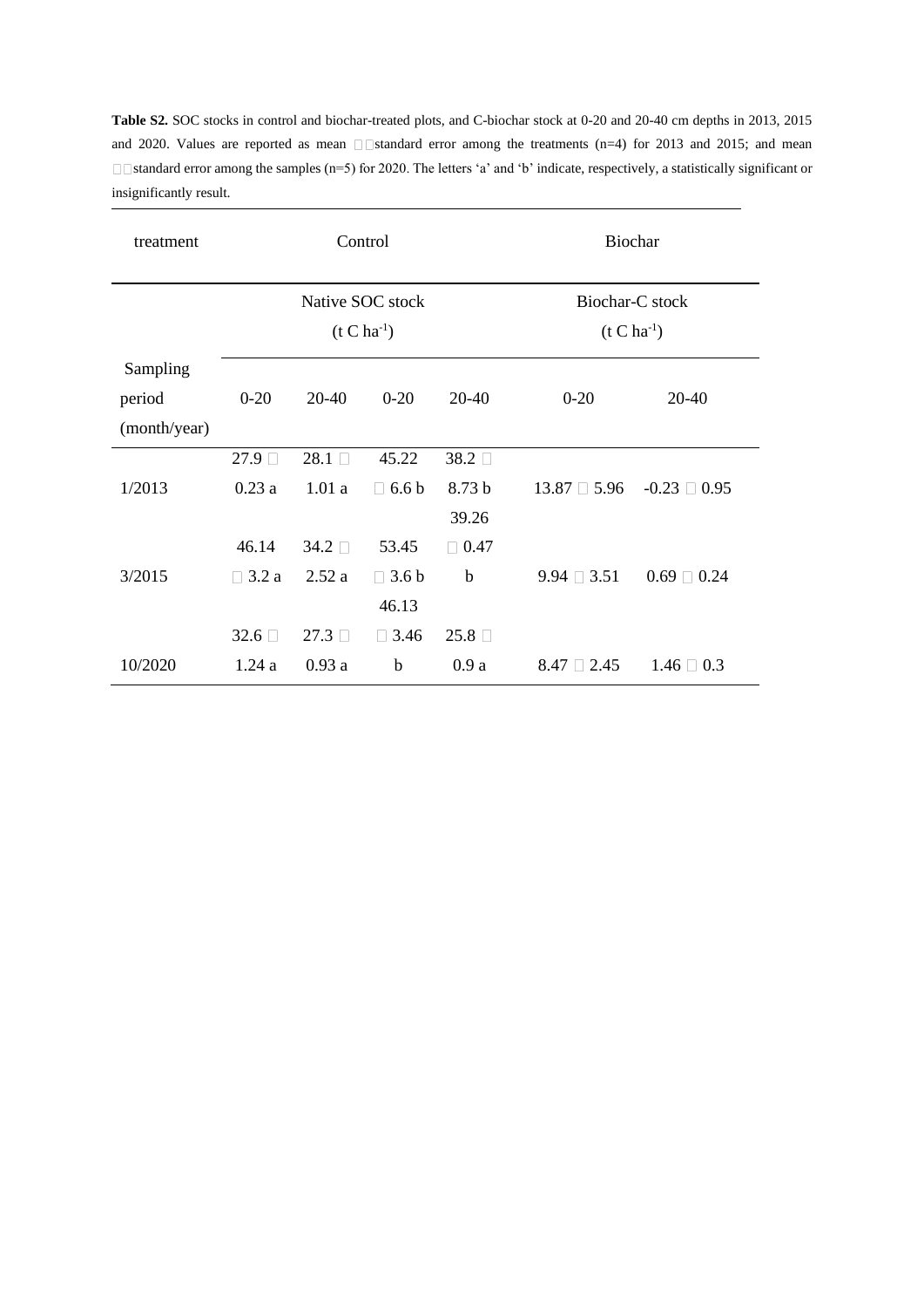**Table S2.** SOC stocks in control and biochar-treated plots, and C-biochar stock at 0-20 and 20-40 cm depths in 2013, 2015 and 2020. Values are reported as mean ± standard error among the treatments (n=4) for 2013 and 2015; and mean ± standard error among the samples (n=5) for 2020. The letters 'a' and 'b' indicate, respectively, a statistically significant or insignificantly result.

| treatment | Control | | | | Biochar | |
|---|---|---|---|---|---|---|
| | Native SOC stock ($t\ C\ ha^{-1}$) | | | | Biochar-C stock ($t\ C\ ha^{-1}$) | |
| Sampling period (month/year) | 0-20 | 20-40 | 0-20 | 20-40 | 0-20 | 20-40 |
| 1/2013 | 27.9 ± 0.23 a | 28.1 ± 1.01 a | 45.22 ± 6.6 b | 38.2 ± 8.73 b | 13.87 ± 5.96 | -0.23 ± 0.95 |
| 3/2015 | 46.14 ± 3.2 a | 34.2 ± 2.52 a | 53.45 ± 3.6 b | 39.26 ± 0.47 b | 9.94 ± 3.51 | 0.69 ± 0.24 |
| 10/2020 | 32.6 ± 1.24 a | 27.3 ± 0.93 a | 46.13 ± 3.46 b | 25.8 ± 0.9 a | 8.47 ± 2.45 | 1.46 ± 0.3 |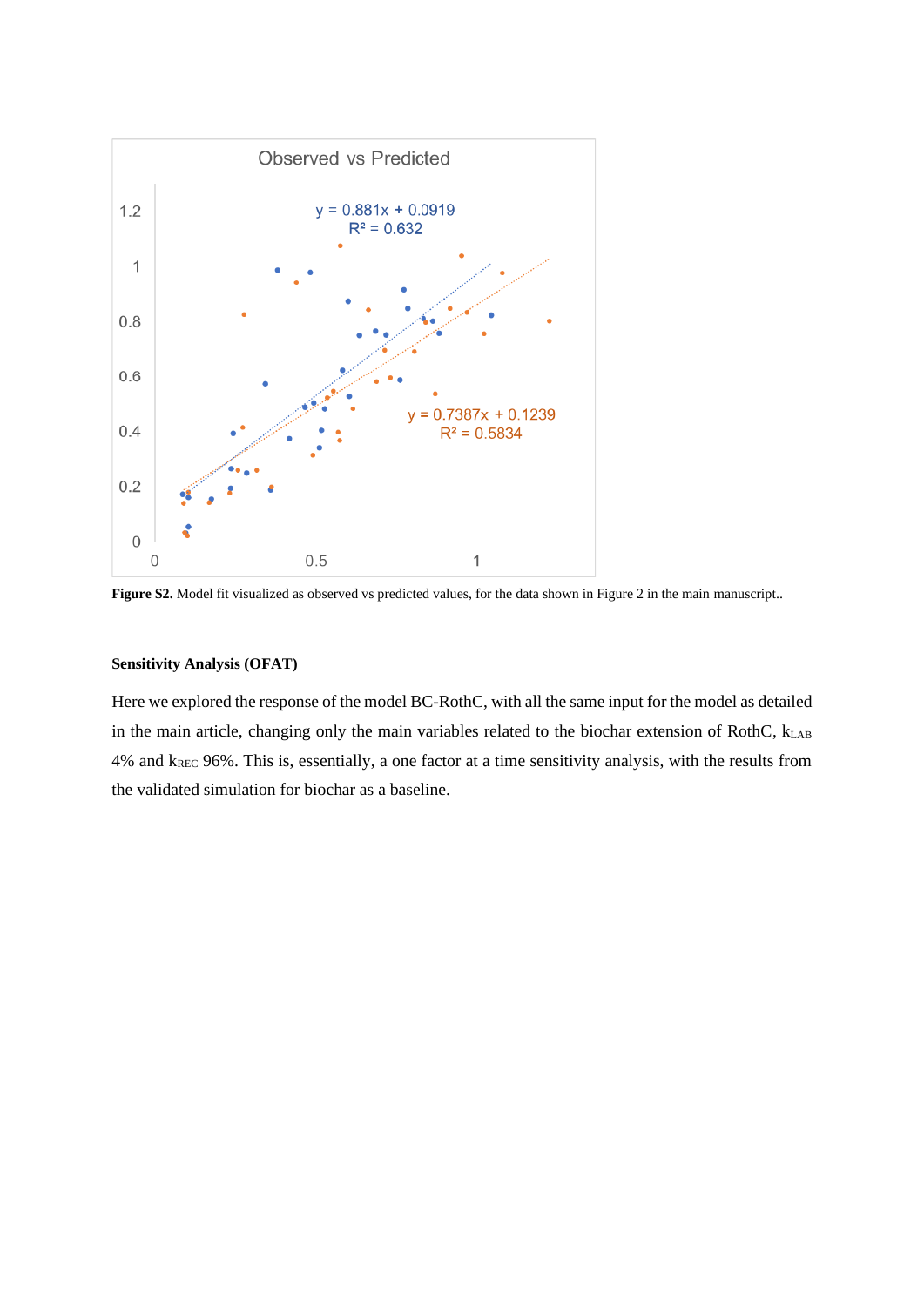**Figure S2.** Model fit visualized as observed vs predicted values, for the data shown in Figure 2 in the main manuscript..

**Sensitivity Analysis (OFAT)**

Here we explored the response of the model BC-RothC, with all the same input for the model as detailed in the main article, changing only the main variables related to the biochar extension of RothC, $k_{LAB}$ 4% and $k_{REC}$ 96%. This is, essentially, a one factor at a time sensitivity analysis, with the results from the validated simulation for biochar as a baseline.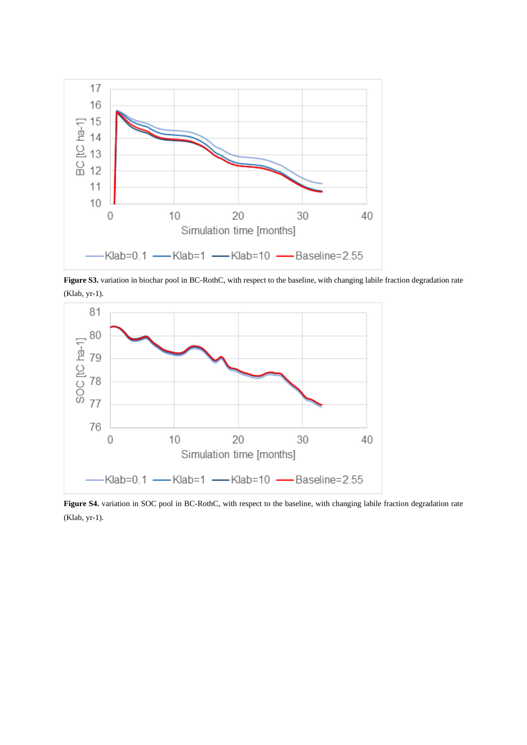**Figure S3.** variation in biochar pool in BC-RothC, with respect to the baseline, with changing labile fraction degradation rate (Klab, yr-1).

**Figure S4.** variation in SOC pool in BC-RothC, with respect to the baseline, with changing labile fraction degradation rate (Klab, yr-1).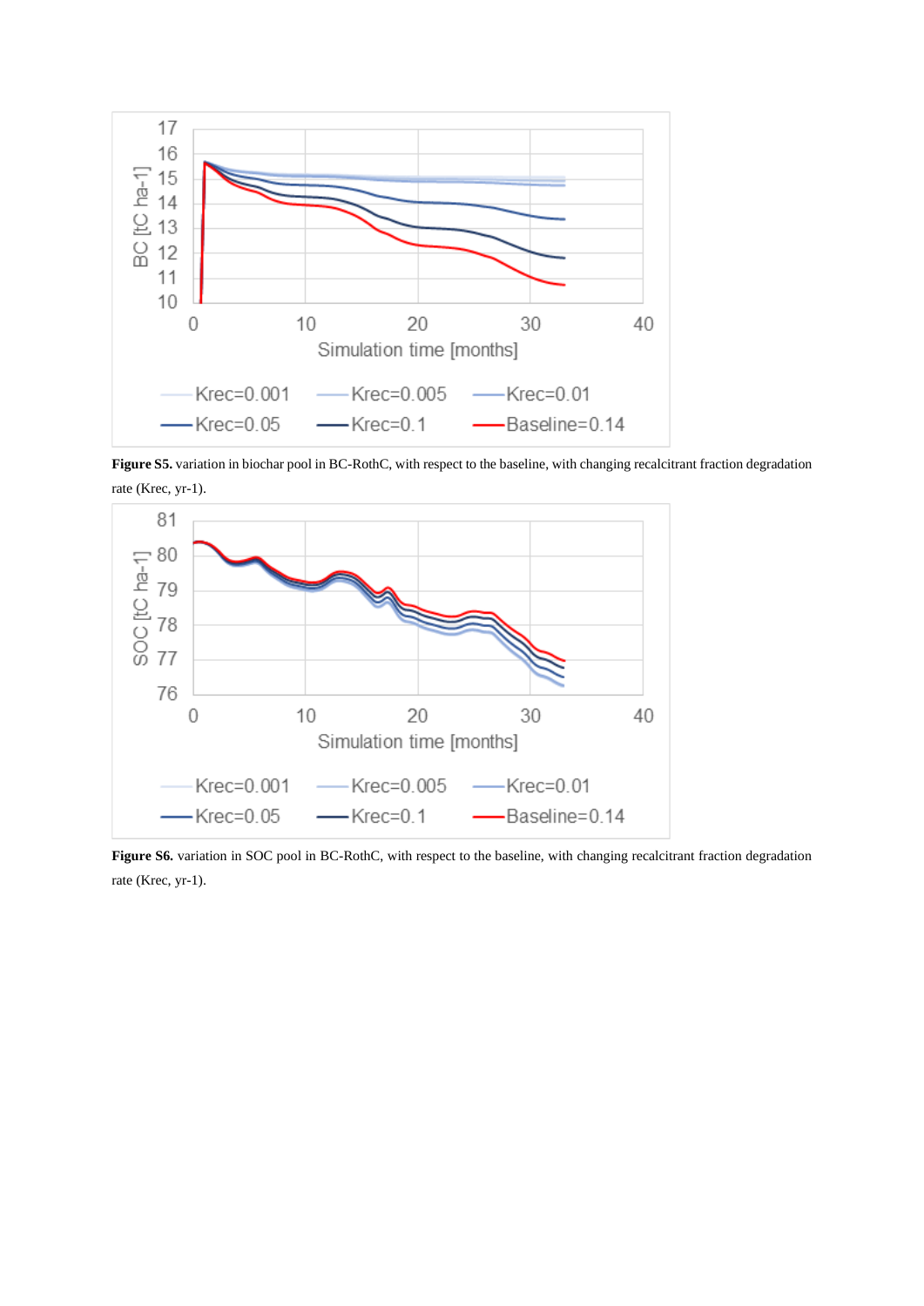**Figure S5.** variation in biochar pool in BC-RothC, with respect to the baseline, with changing recalcitrant fraction degradation rate (Krec, yr-1).

**Figure S6.** variation in SOC pool in BC-RothC, with respect to the baseline, with changing recalcitrant fraction degradation rate (Krec, yr-1).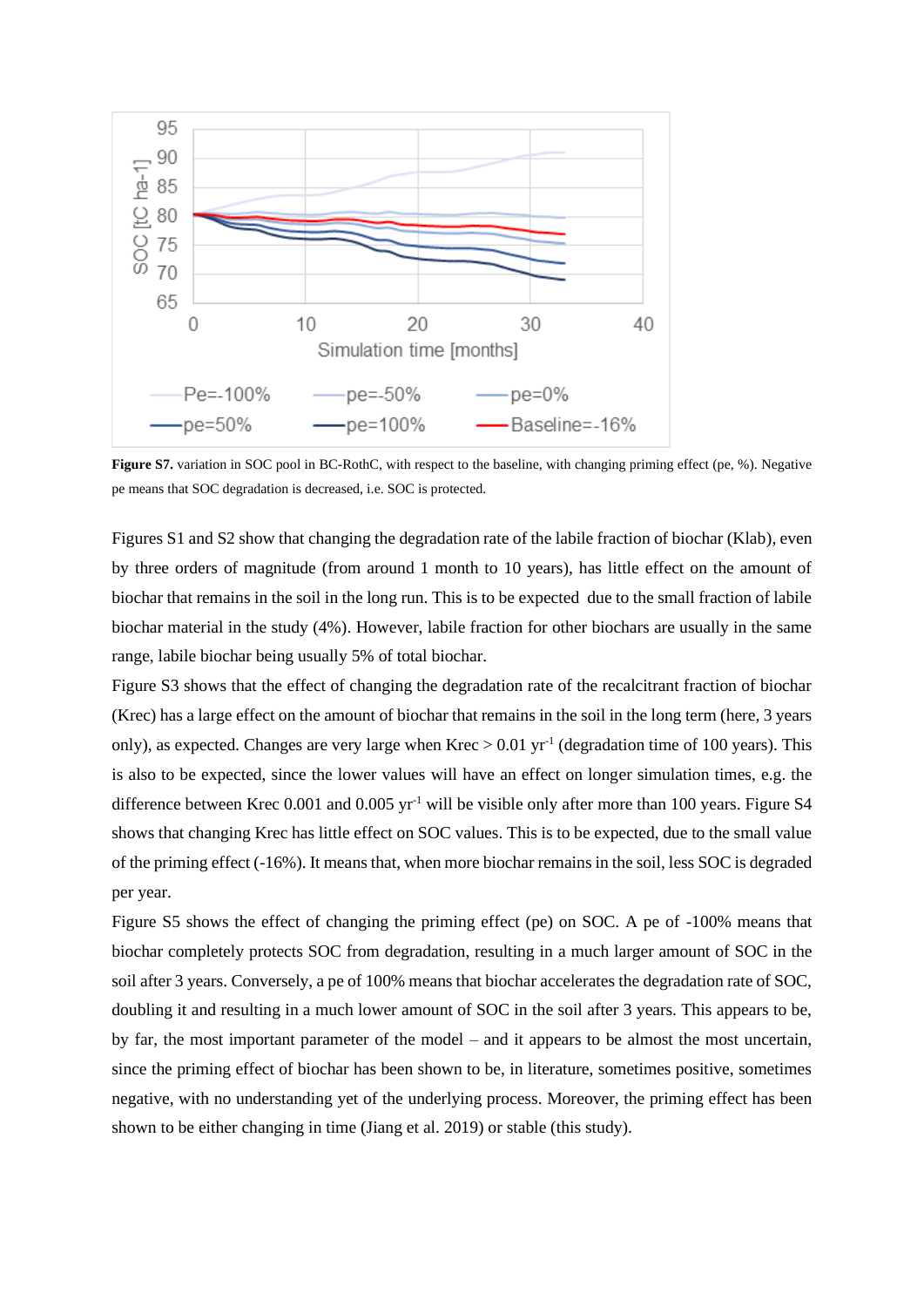**Figure S7.** variation in SOC pool in BC-RothC, with respect to the baseline, with changing priming effect (pe, %). Negative pe means that SOC degradation is decreased, i.e. SOC is protected.

Figures S1 and S2 show that changing the degradation rate of the labile fraction of biochar (Klab), even by three orders of magnitude (from around 1 month to 10 years), has little effect on the amount of biochar that remains in the soil in the long run. This is to be expected due to the small fraction of labile biochar material in the study (4%). However, labile fraction for other biochars are usually in the same range, labile biochar being usually 5% of total biochar.

Figure S3 shows that the effect of changing the degradation rate of the recalcitrant fraction of biochar (Krec) has a large effect on the amount of biochar that remains in the soil in the long term (here, 3 years only), as expected. Changes are very large when Krec > 0.01 $yr^{-1}$ (degradation time of 100 years). This is also to be expected, since the lower values will have an effect on longer simulation times, e.g. the difference between Krec 0.001 and 0.005 $yr^{-1}$ will be visible only after more than 100 years. Figure S4 shows that changing Krec has little effect on SOC values. This is to be expected, due to the small value of the priming effect (-16%). It means that, when more biochar remains in the soil, less SOC is degraded per year.

Figure S5 shows the effect of changing the priming effect (pe) on SOC. A pe of -100% means that biochar completely protects SOC from degradation, resulting in a much larger amount of SOC in the soil after 3 years. Conversely, a pe of 100% means that biochar accelerates the degradation rate of SOC, doubling it and resulting in a much lower amount of SOC in the soil after 3 years. This appears to be, by far, the most important parameter of the model – and it appears to be almost the most uncertain, since the priming effect of biochar has been shown to be, in literature, sometimes positive, sometimes negative, with no understanding yet of the underlying process. Moreover, the priming effect has been shown to be either changing in time (Jiang et al. 2019) or stable (this study).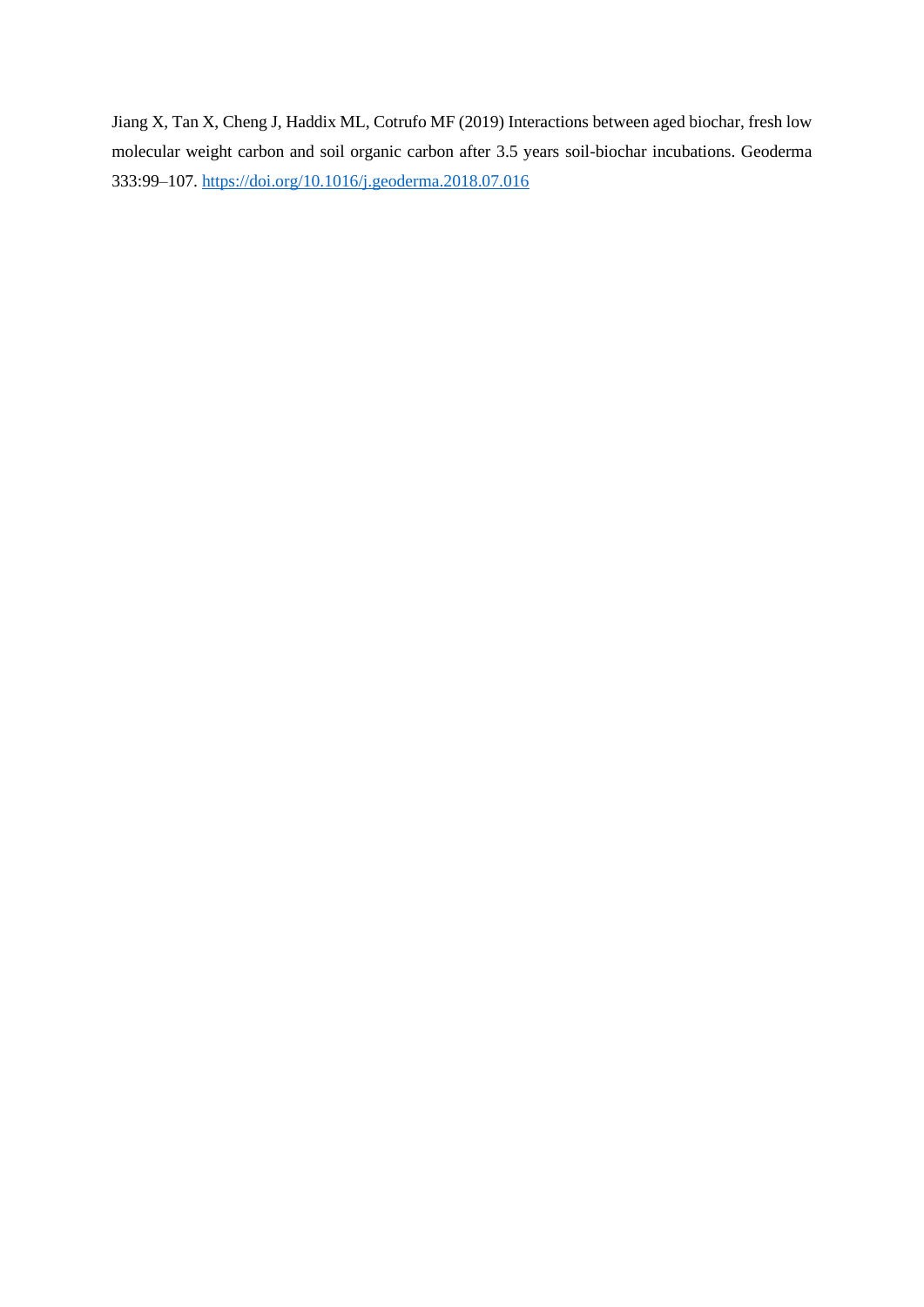Jiang X, Tan X, Cheng J, Haddix ML, Cotrufo MF (2019) Interactions between aged biochar, fresh low molecular weight carbon and soil organic carbon after 3.5 years soil-biochar incubations. Geoderma 333:99–107. https://doi.org/10.1016/j.geoderma.2018.07.016